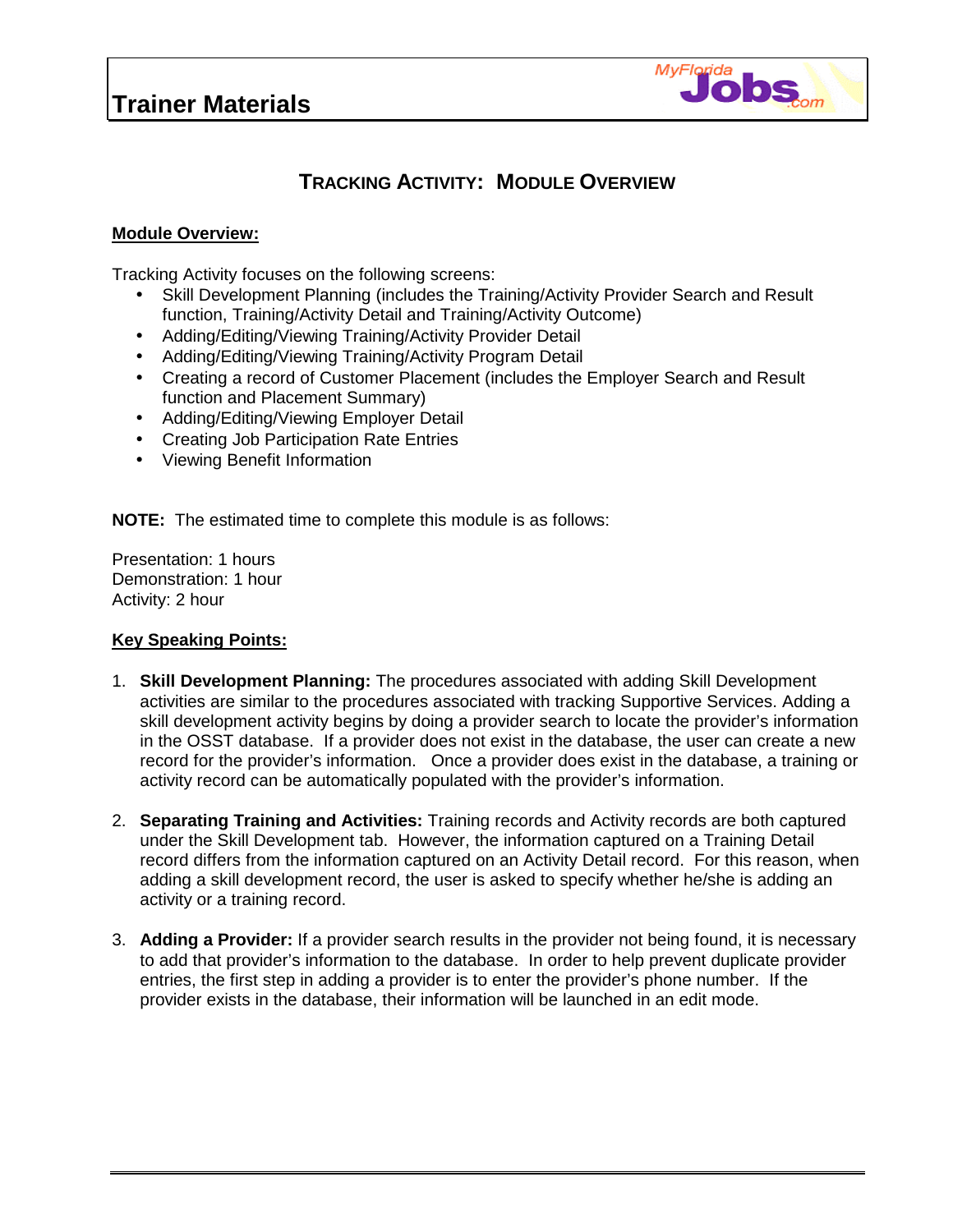# Trainer Materials

## Tracking Activity: Module Overview

**Module Overview:**

Tracking Activity focuses on the following screens:

- Skill Development Planning (includes the Training/Activity Provider Search and Result function, Training/Activity Detail and Training/Activity Outcome)
- Adding/Editing/Viewing Training/Activity Provider Detail
- Adding/Editing/Viewing Training/Activity Program Detail
- Creating a record of Customer Placement (includes the Employer Search and Result function and Placement Summary)
- Adding/Editing/Viewing Employer Detail
- Creating Job Participation Rate Entries
- Viewing Benefit Information

**NOTE:** The estimated time to complete this module is as follows:

Presentation: 1 hours
Demonstration: 1 hour
Activity: 2 hour

**Key Speaking Points:**

1. **Skill Development Planning:** The procedures associated with adding Skill Development activities are similar to the procedures associated with tracking Supportive Services. Adding a skill development activity begins by doing a provider search to locate the provider's information in the OSST database. If a provider does not exist in the database, the user can create a new record for the provider's information. Once a provider does exist in the database, a training or activity record can be automatically populated with the provider's information.

2. **Separating Training and Activities:** Training records and Activity records are both captured under the Skill Development tab. However, the information captured on a Training Detail record differs from the information captured on an Activity Detail record. For this reason, when adding a skill development record, the user is asked to specify whether he/she is adding an activity or a training record.

3. **Adding a Provider:** If a provider search results in the provider not being found, it is necessary to add that provider's information to the database. In order to help prevent duplicate provider entries, the first step in adding a provider is to enter the provider's phone number. If the provider exists in the database, their information will be launched in an edit mode.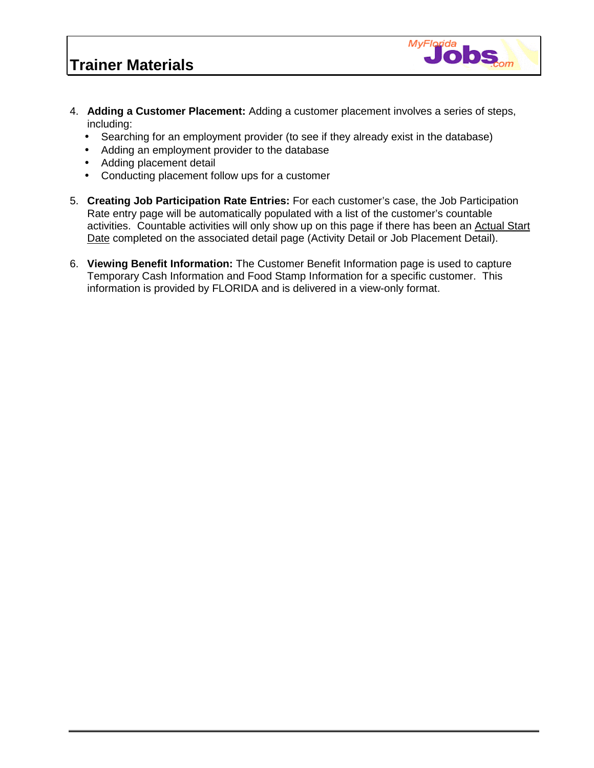4. **Adding a Customer Placement:** Adding a customer placement involves a series of steps, including:
   - Searching for an employment provider (to see if they already exist in the database)
   - Adding an employment provider to the database
   - Adding placement detail
   - Conducting placement follow ups for a customer

5. **Creating Job Participation Rate Entries:** For each customer's case, the Job Participation Rate entry page will be automatically populated with a list of the customer's countable activities. Countable activities will only show up on this page if there has been an Actual Start Date completed on the associated detail page (Activity Detail or Job Placement Detail).

6. **Viewing Benefit Information:** The Customer Benefit Information page is used to capture Temporary Cash Information and Food Stamp Information for a specific customer. This information is provided by FLORIDA and is delivered in a view-only format.